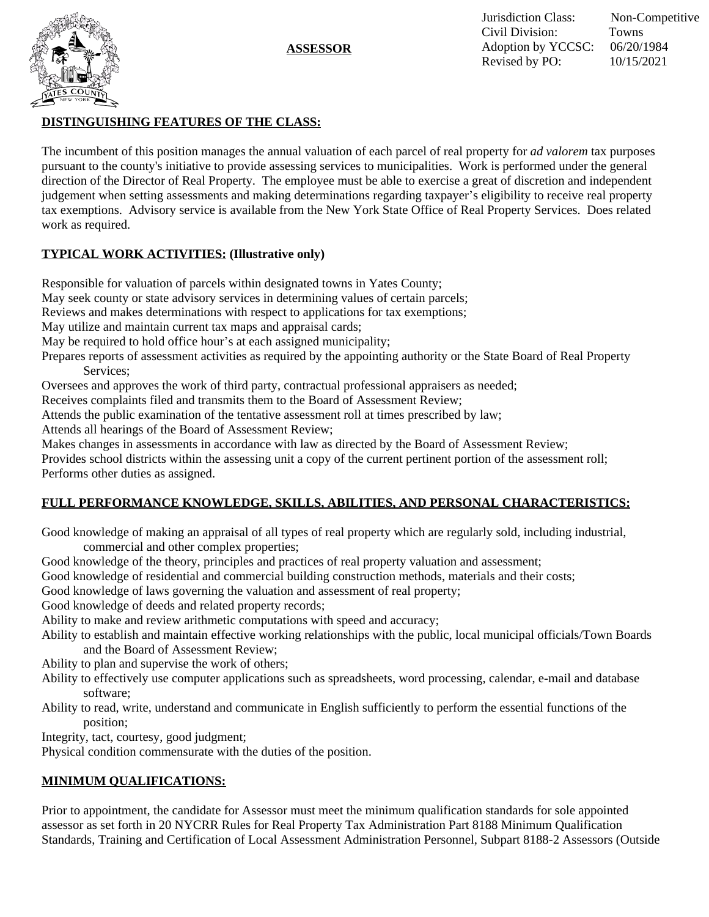# ASSESSOR

Jurisdiction Class: Non-Competitive
Civil Division: Towns
Adoption by YCCSC: 06/20/1984
Revised by PO: 10/15/2021

## DISTINGUISHING FEATURES OF THE CLASS:

The incumbent of this position manages the annual valuation of each parcel of real property for *ad valorem* tax purposes pursuant to the county's initiative to provide assessing services to municipalities. Work is performed under the general direction of the Director of Real Property. The employee must be able to exercise a great of discretion and independent judgement when setting assessments and making determinations regarding taxpayer's eligibility to receive real property tax exemptions. Advisory service is available from the New York State Office of Real Property Services. Does related work as required.

## TYPICAL WORK ACTIVITIES: (Illustrative only)

Responsible for valuation of parcels within designated towns in Yates County;
May seek county or state advisory services in determining values of certain parcels;
Reviews and makes determinations with respect to applications for tax exemptions;
May utilize and maintain current tax maps and appraisal cards;
May be required to hold office hour's at each assigned municipality;
Prepares reports of assessment activities as required by the appointing authority or the State Board of Real Property Services;
Oversees and approves the work of third party, contractual professional appraisers as needed;
Receives complaints filed and transmits them to the Board of Assessment Review;
Attends the public examination of the tentative assessment roll at times prescribed by law;
Attends all hearings of the Board of Assessment Review;
Makes changes in assessments in accordance with law as directed by the Board of Assessment Review;
Provides school districts within the assessing unit a copy of the current pertinent portion of the assessment roll;
Performs other duties as assigned.

## FULL PERFORMANCE KNOWLEDGE, SKILLS, ABILITIES, AND PERSONAL CHARACTERISTICS:

Good knowledge of making an appraisal of all types of real property which are regularly sold, including industrial, commercial and other complex properties;
Good knowledge of the theory, principles and practices of real property valuation and assessment;
Good knowledge of residential and commercial building construction methods, materials and their costs;
Good knowledge of laws governing the valuation and assessment of real property;
Good knowledge of deeds and related property records;
Ability to make and review arithmetic computations with speed and accuracy;
Ability to establish and maintain effective working relationships with the public, local municipal officials/Town Boards and the Board of Assessment Review;
Ability to plan and supervise the work of others;
Ability to effectively use computer applications such as spreadsheets, word processing, calendar, e-mail and database software;
Ability to read, write, understand and communicate in English sufficiently to perform the essential functions of the position;
Integrity, tact, courtesy, good judgment;
Physical condition commensurate with the duties of the position.

## MINIMUM QUALIFICATIONS:

Prior to appointment, the candidate for Assessor must meet the minimum qualification standards for sole appointed assessor as set forth in 20 NYCRR Rules for Real Property Tax Administration Part 8188 Minimum Qualification Standards, Training and Certification of Local Assessment Administration Personnel, Subpart 8188-2 Assessors (Outside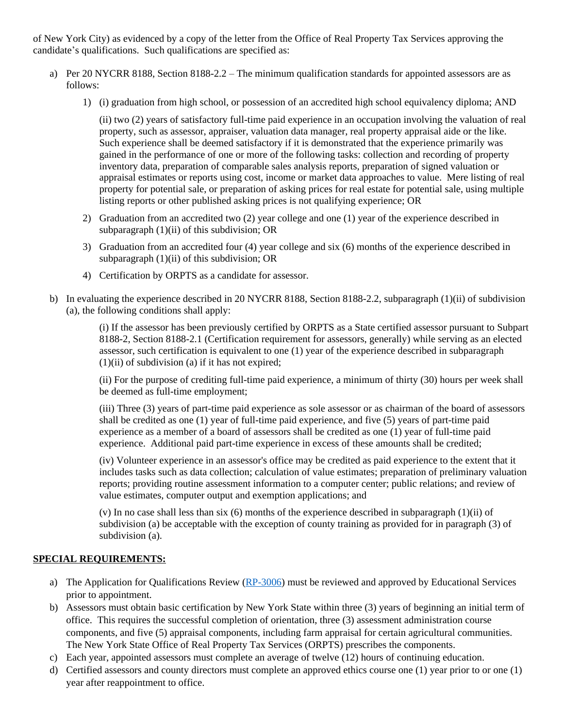of New York City) as evidenced by a copy of the letter from the Office of Real Property Tax Services approving the candidate's qualifications. Such qualifications are specified as:

a) Per 20 NYCRR 8188, Section 8188-2.2 – The minimum qualification standards for appointed assessors are as follows:

   1) (i) graduation from high school, or possession of an accredited high school equivalency diploma; AND

      (ii) two (2) years of satisfactory full-time paid experience in an occupation involving the valuation of real property, such as assessor, appraiser, valuation data manager, real property appraisal aide or the like. Such experience shall be deemed satisfactory if it is demonstrated that the experience primarily was gained in the performance of one or more of the following tasks: collection and recording of property inventory data, preparation of comparable sales analysis reports, preparation of signed valuation or appraisal estimates or reports using cost, income or market data approaches to value. Mere listing of real property for potential sale, or preparation of asking prices for real estate for potential sale, using multiple listing reports or other published asking prices is not qualifying experience; OR

   2) Graduation from an accredited two (2) year college and one (1) year of the experience described in subparagraph (1)(ii) of this subdivision; OR

   3) Graduation from an accredited four (4) year college and six (6) months of the experience described in subparagraph (1)(ii) of this subdivision; OR

   4) Certification by ORPTS as a candidate for assessor.

b) In evaluating the experience described in 20 NYCRR 8188, Section 8188-2.2, subparagraph (1)(ii) of subdivision (a), the following conditions shall apply:

   (i) If the assessor has been previously certified by ORPTS as a State certified assessor pursuant to Subpart 8188-2, Section 8188-2.1 (Certification requirement for assessors, generally) while serving as an elected assessor, such certification is equivalent to one (1) year of the experience described in subparagraph (1)(ii) of subdivision (a) if it has not expired;

   (ii) For the purpose of crediting full-time paid experience, a minimum of thirty (30) hours per week shall be deemed as full-time employment;

   (iii) Three (3) years of part-time paid experience as sole assessor or as chairman of the board of assessors shall be credited as one (1) year of full-time paid experience, and five (5) years of part-time paid experience as a member of a board of assessors shall be credited as one (1) year of full-time paid experience. Additional paid part-time experience in excess of these amounts shall be credited;

   (iv) Volunteer experience in an assessor's office may be credited as paid experience to the extent that it includes tasks such as data collection; calculation of value estimates; preparation of preliminary valuation reports; providing routine assessment information to a computer center; public relations; and review of value estimates, computer output and exemption applications; and

   (v) In no case shall less than six (6) months of the experience described in subparagraph (1)(ii) of subdivision (a) be acceptable with the exception of county training as provided for in paragraph (3) of subdivision (a).

**SPECIAL REQUIREMENTS:**

a) The Application for Qualifications Review (RP-3006) must be reviewed and approved by Educational Services prior to appointment.
b) Assessors must obtain basic certification by New York State within three (3) years of beginning an initial term of office. This requires the successful completion of orientation, three (3) assessment administration course components, and five (5) appraisal components, including farm appraisal for certain agricultural communities. The New York State Office of Real Property Tax Services (ORPTS) prescribes the components.
c) Each year, appointed assessors must complete an average of twelve (12) hours of continuing education.
d) Certified assessors and county directors must complete an approved ethics course one (1) year prior to or one (1) year after reappointment to office.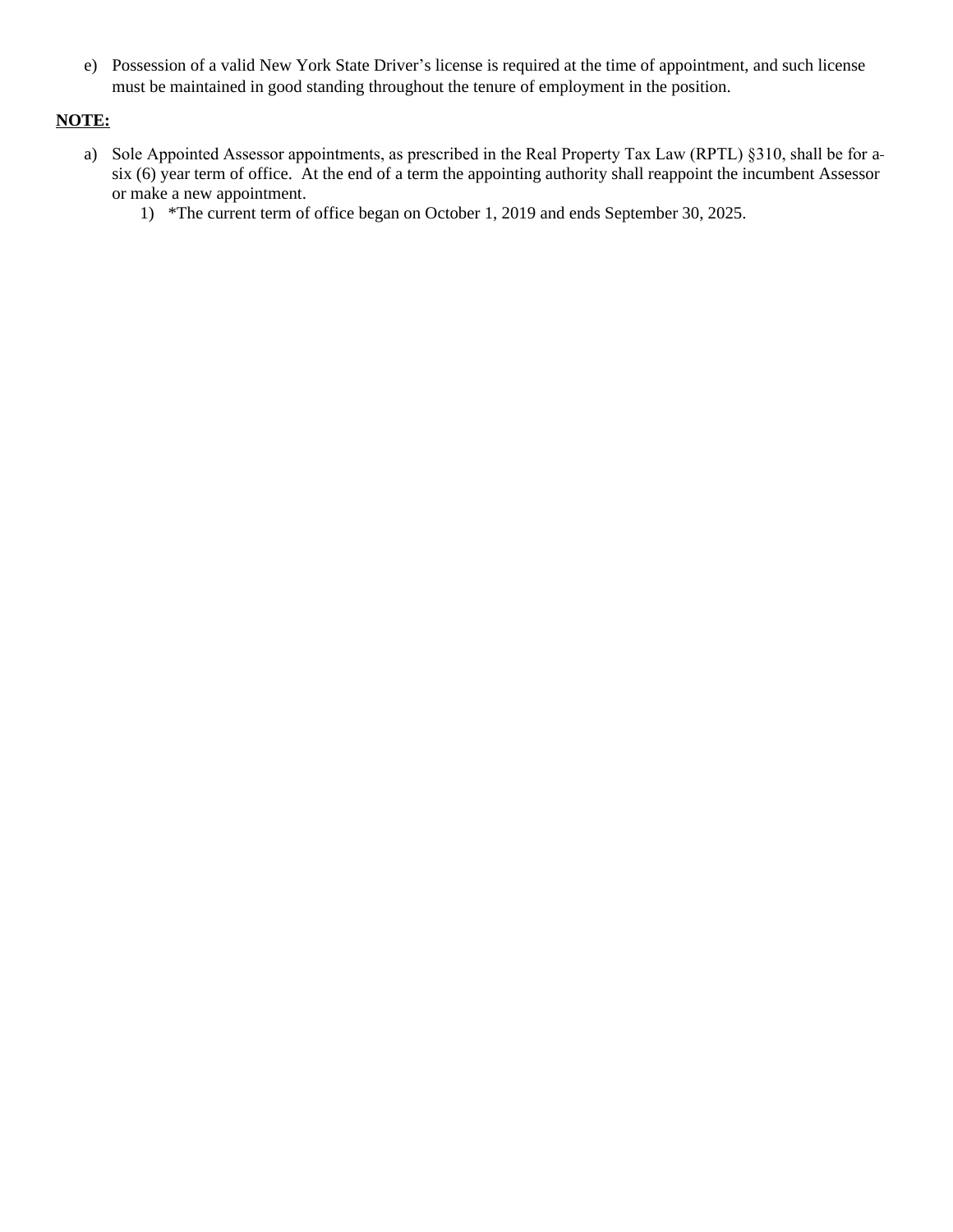e) Possession of a valid New York State Driver's license is required at the time of appointment, and such license must be maintained in good standing throughout the tenure of employment in the position.

**NOTE:**

a) Sole Appointed Assessor appointments, as prescribed in the Real Property Tax Law (RPTL) §310, shall be for a-six (6) year term of office. At the end of a term the appointing authority shall reappoint the incumbent Assessor or make a new appointment.

   1) *The current term of office began on October 1, 2019 and ends September 30, 2025.